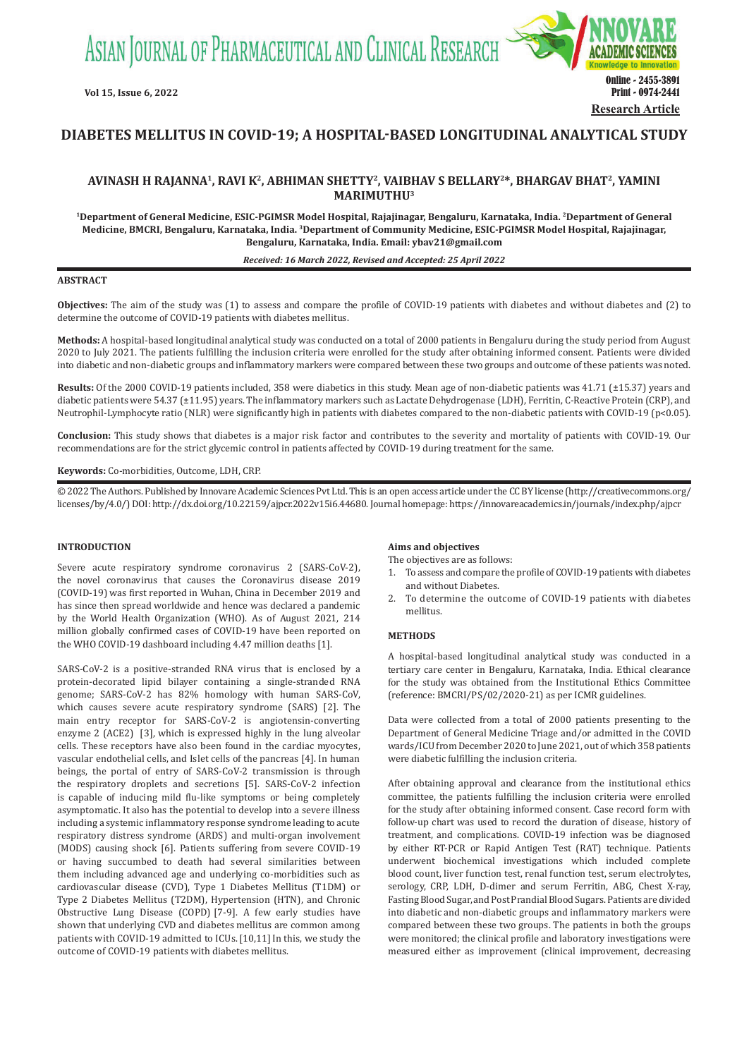# DIABETES MELLITUS IN COVID-19; A HOSPITAL-BASED LONGITUDINAL ANALYTICAL STUDY

**AVINASH H RAJANNA[1], RAVI K[2], ABHIMAN SHETTY[2], VAIBHAV S BELLARY[2]*, BHARGAV BHAT[2], YAMINI MARIMUTHU[3]**

[1]Department of General Medicine, ESIC-PGIMSR Model Hospital, Rajajinagar, Bengaluru, Karnataka, India. [2]Department of General Medicine, BMCRI, Bengaluru, Karnataka, India. [3]Department of Community Medicine, ESIC-PGIMSR Model Hospital, Rajajinagar, Bengaluru, Karnataka, India. Email: ybav21@gmail.com

*Received: 16 March 2022, Revised and Accepted: 25 April 2022*

## ABSTRACT

**Objectives:** The aim of the study was (1) to assess and compare the profile of COVID-19 patients with diabetes and without diabetes and (2) to determine the outcome of COVID-19 patients with diabetes mellitus.

**Methods:** A hospital-based longitudinal analytical study was conducted on a total of 2000 patients in Bengaluru during the study period from August 2020 to July 2021. The patients fulfilling the inclusion criteria were enrolled for the study after obtaining informed consent. Patients were divided into diabetic and non-diabetic groups and inflammatory markers were compared between these two groups and outcome of these patients was noted.

**Results:** Of the 2000 COVID-19 patients included, 358 were diabetics in this study. Mean age of non-diabetic patients was 41.71 (±15.37) years and diabetic patients were 54.37 (±11.95) years. The inflammatory markers such as Lactate Dehydrogenase (LDH), Ferritin, C-Reactive Protein (CRP), and Neutrophil-Lymphocyte ratio (NLR) were significantly high in patients with diabetes compared to the non-diabetic patients with COVID-19 ($p<0.05$).

**Conclusion:** This study shows that diabetes is a major risk factor and contributes to the severity and mortality of patients with COVID-19. Our recommendations are for the strict glycemic control in patients affected by COVID-19 during treatment for the same.

**Keywords:** Co-morbidities, Outcome, LDH, CRP.

© 2022 The Authors. Published by Innovare Academic Sciences Pvt Ltd. This is an open access article under the CC BY license (http://creativecommons.org/licenses/by/4.0/) DOI: http://dx.doi.org/10.22159/ajpcr.2022v15i6.44680. Journal homepage: https://innovareacademics.in/journals/index.php/ajpcr

## INTRODUCTION

Severe acute respiratory syndrome coronavirus 2 (SARS-CoV-2), the novel coronavirus that causes the Coronavirus disease 2019 (COVID-19) was first reported in Wuhan, China in December 2019 and has since then spread worldwide and hence was declared a pandemic by the World Health Organization (WHO). As of August 2021, 214 million globally confirmed cases of COVID-19 have been reported on the WHO COVID-19 dashboard including 4.47 million deaths [1].

SARS-CoV-2 is a positive-stranded RNA virus that is enclosed by a protein-decorated lipid bilayer containing a single-stranded RNA genome; SARS-CoV-2 has 82% homology with human SARS-CoV, which causes severe acute respiratory syndrome (SARS) [2]. The main entry receptor for SARS-CoV-2 is angiotensin-converting enzyme 2 (ACE2) [3], which is expressed highly in the lung alveolar cells. These receptors have also been found in the cardiac myocytes, vascular endothelial cells, and Islet cells of the pancreas [4]. In human beings, the portal of entry of SARS-CoV-2 transmission is through the respiratory droplets and secretions [5]. SARS-CoV-2 infection is capable of inducing mild flu-like symptoms or being completely asymptomatic. It also has the potential to develop into a severe illness including a systemic inflammatory response syndrome leading to acute respiratory distress syndrome (ARDS) and multi-organ involvement (MODS) causing shock [6]. Patients suffering from severe COVID-19 or having succumbed to death had several similarities between them including advanced age and underlying co-morbidities such as cardiovascular disease (CVD), Type 1 Diabetes Mellitus (T1DM) or Type 2 Diabetes Mellitus (T2DM), Hypertension (HTN), and Chronic Obstructive Lung Disease (COPD) [7-9]. A few early studies have shown that underlying CVD and diabetes mellitus are common among patients with COVID-19 admitted to ICUs. [10,11] In this, we study the outcome of COVID-19 patients with diabetes mellitus.

### Aims and objectives

The objectives are as follows:

1. To assess and compare the profile of COVID-19 patients with diabetes and without Diabetes.
2. To determine the outcome of COVID-19 patients with diabetes mellitus.

## METHODS

A hospital-based longitudinal analytical study was conducted in a tertiary care center in Bengaluru, Karnataka, India. Ethical clearance for the study was obtained from the Institutional Ethics Committee (reference: BMCRI/PS/02/2020-21) as per ICMR guidelines.

Data were collected from a total of 2000 patients presenting to the Department of General Medicine Triage and/or admitted in the COVID wards/ICU from December 2020 to June 2021, out of which 358 patients were diabetic fulfilling the inclusion criteria.

After obtaining approval and clearance from the institutional ethics committee, the patients fulfilling the inclusion criteria were enrolled for the study after obtaining informed consent. Case record form with follow-up chart was used to record the duration of disease, history of treatment, and complications. COVID-19 infection was be diagnosed by either RT-PCR or Rapid Antigen Test (RAT) technique. Patients underwent biochemical investigations which included complete blood count, liver function test, renal function test, serum electrolytes, serology, CRP, LDH, D-dimer and serum Ferritin, ABG, Chest X-ray, Fasting Blood Sugar, and Post Prandial Blood Sugars. Patients are divided into diabetic and non-diabetic groups and inflammatory markers were compared between these two groups. The patients in both the groups were monitored; the clinical profile and laboratory investigations were measured either as improvement (clinical improvement, decreasing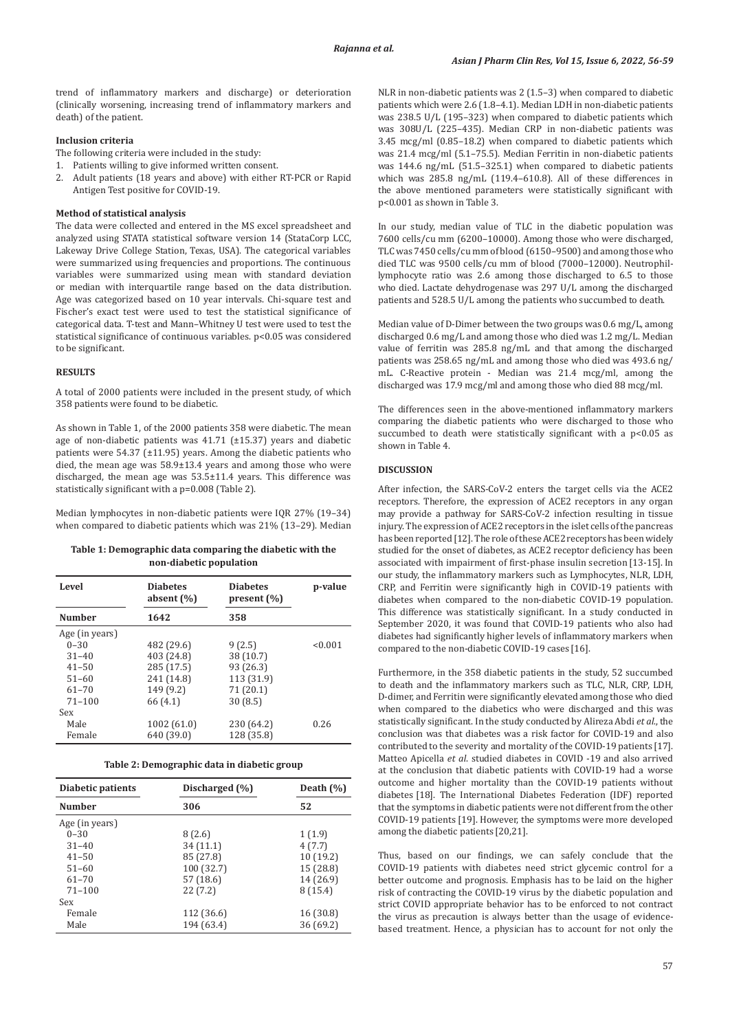trend of inflammatory markers and discharge) or deterioration (clinically worsening, increasing trend of inflammatory markers and death) of the patient.

**Inclusion criteria**

The following criteria were included in the study:

1. Patients willing to give informed written consent.
2. Adult patients (18 years and above) with either RT-PCR or Rapid Antigen Test positive for COVID-19.

**Method of statistical analysis**

The data were collected and entered in the MS excel spreadsheet and analyzed using STATA statistical software version 14 (StataCorp LCC, Lakeway Drive College Station, Texas, USA). The categorical variables were summarized using frequencies and proportions. The continuous variables were summarized using mean with standard deviation or median with interquartile range based on the data distribution. Age was categorized based on 10 year intervals. Chi-square test and Fischer's exact test were used to test the statistical significance of categorical data. T-test and Mann–Whitney U test were used to test the statistical significance of continuous variables. p<0.05 was considered to be significant.

## RESULTS

A total of 2000 patients were included in the present study, of which 358 patients were found to be diabetic.

As shown in Table 1, of the 2000 patients 358 were diabetic. The mean age of non-diabetic patients was 41.71 (±15.37) years and diabetic patients were 54.37 (±11.95) years. Among the diabetic patients who died, the mean age was 58.9±13.4 years and among those who were discharged, the mean age was 53.5±11.4 years. This difference was statistically significant with a p=0.008 (Table 2).

Median lymphocytes in non-diabetic patients were IQR 27% (19–34) when compared to diabetic patients which was 21% (13–29). Median NLR in non-diabetic patients was 2 (1.5–3) when compared to diabetic patients which were 2.6 (1.8–4.1). Median LDH in non-diabetic patients was 238.5 U/L (195–323) when compared to diabetic patients which was 308U/L (225–435). Median CRP in non-diabetic patients was 3.45 mcg/ml (0.85–18.2) when compared to diabetic patients which was 21.4 mcg/ml (5.1–75.5). Median Ferritin in non-diabetic patients was 144.6 ng/mL (51.5–325.1) when compared to diabetic patients which was 285.8 ng/mL (119.4–610.8). All of these differences in the above mentioned parameters were statistically significant with p<0.001 as shown in Table 3.

**Table 1: Demographic data comparing the diabetic with the non-diabetic population**

| Level | Diabetes absent (%) | Diabetes present (%) | p-value |
|---|---|---|---|
| **Number** | **1642** | **358** | |
| Age (in years) | | | |
| 0–30 | 482 (29.6) | 9 (2.5) | <0.001 |
| 31–40 | 403 (24.8) | 38 (10.7) | |
| 41–50 | 285 (17.5) | 93 (26.3) | |
| 51–60 | 241 (14.8) | 113 (31.9) | |
| 61–70 | 149 (9.2) | 71 (20.1) | |
| 71–100 | 66 (4.1) | 30 (8.5) | |
| Sex | | | |
| Male | 1002 (61.0) | 230 (64.2) | 0.26 |
| Female | 640 (39.0) | 128 (35.8) | |

**Table 2: Demographic data in diabetic group**

| Diabetic patients | Discharged (%) | Death (%) |
|---|---|---|
| **Number** | **306** | **52** |
| Age (in years) | | |
| 0–30 | 8 (2.6) | 1 (1.9) |
| 31–40 | 34 (11.1) | 4 (7.7) |
| 41–50 | 85 (27.8) | 10 (19.2) |
| 51–60 | 100 (32.7) | 15 (28.8) |
| 61–70 | 57 (18.6) | 14 (26.9) |
| 71–100 | 22 (7.2) | 8 (15.4) |
| Sex | | |
| Female | 112 (36.6) | 16 (30.8) |
| Male | 194 (63.4) | 36 (69.2) |

In our study, median value of TLC in the diabetic population was 7600 cells/cu mm (6200–10000). Among those who were discharged, TLC was 7450 cells/cu mm of blood (6150–9500) and among those who died TLC was 9500 cells/cu mm of blood (7000–12000). Neutrophil-lymphocyte ratio was 2.6 among those discharged to 6.5 to those who died. Lactate dehydrogenase was 297 U/L among the discharged patients and 528.5 U/L among the patients who succumbed to death.

Median value of D-Dimer between the two groups was 0.6 mg/L, among discharged 0.6 mg/L and among those who died was 1.2 mg/L. Median value of ferritin was 285.8 ng/mL and that among the discharged patients was 258.65 ng/mL and among those who died was 493.6 ng/mL. C-Reactive protein - Median was 21.4 mcg/ml, among the discharged was 17.9 mcg/ml and among those who died 88 mcg/ml.

The differences seen in the above-mentioned inflammatory markers comparing the diabetic patients who were discharged to those who succumbed to death were statistically significant with a p<0.05 as shown in Table 4.

## DISCUSSION

After infection, the SARS-CoV-2 enters the target cells via the ACE2 receptors. Therefore, the expression of ACE2 receptors in any organ may provide a pathway for SARS-CoV-2 infection resulting in tissue injury. The expression of ACE2 receptors in the islet cells of the pancreas has been reported [12]. The role of these ACE2 receptors has been widely studied for the onset of diabetes, as ACE2 receptor deficiency has been associated with impairment of first-phase insulin secretion [13-15]. In our study, the inflammatory markers such as Lymphocytes, NLR, LDH, CRP, and Ferritin were significantly high in COVID-19 patients with diabetes when compared to the non-diabetic COVID-19 population. This difference was statistically significant. In a study conducted in September 2020, it was found that COVID-19 patients who also had diabetes had significantly higher levels of inflammatory markers when compared to the non-diabetic COVID-19 cases [16].

Furthermore, in the 358 diabetic patients in the study, 52 succumbed to death and the inflammatory markers such as TLC, NLR, CRP, LDH, D-dimer, and Ferritin were significantly elevated among those who died when compared to the diabetics who were discharged and this was statistically significant. In the study conducted by Alireza Abdi *et al*., the conclusion was that diabetes was a risk factor for COVID-19 and also contributed to the severity and mortality of the COVID-19 patients [17]. Matteo Apicella *et al*. studied diabetes in COVID -19 and also arrived at the conclusion that diabetic patients with COVID-19 had a worse outcome and higher mortality than the COVID-19 patients without diabetes [18]. The International Diabetes Federation (IDF) reported that the symptoms in diabetic patients were not different from the other COVID-19 patients [19]. However, the symptoms were more developed among the diabetic patients [20,21].

Thus, based on our findings, we can safely conclude that the COVID-19 patients with diabetes need strict glycemic control for a better outcome and prognosis. Emphasis has to be laid on the higher risk of contracting the COVID-19 virus by the diabetic population and strict COVID appropriate behavior has to be enforced to not contract the virus as precaution is always better than the usage of evidence-based treatment. Hence, a physician has to account for not only the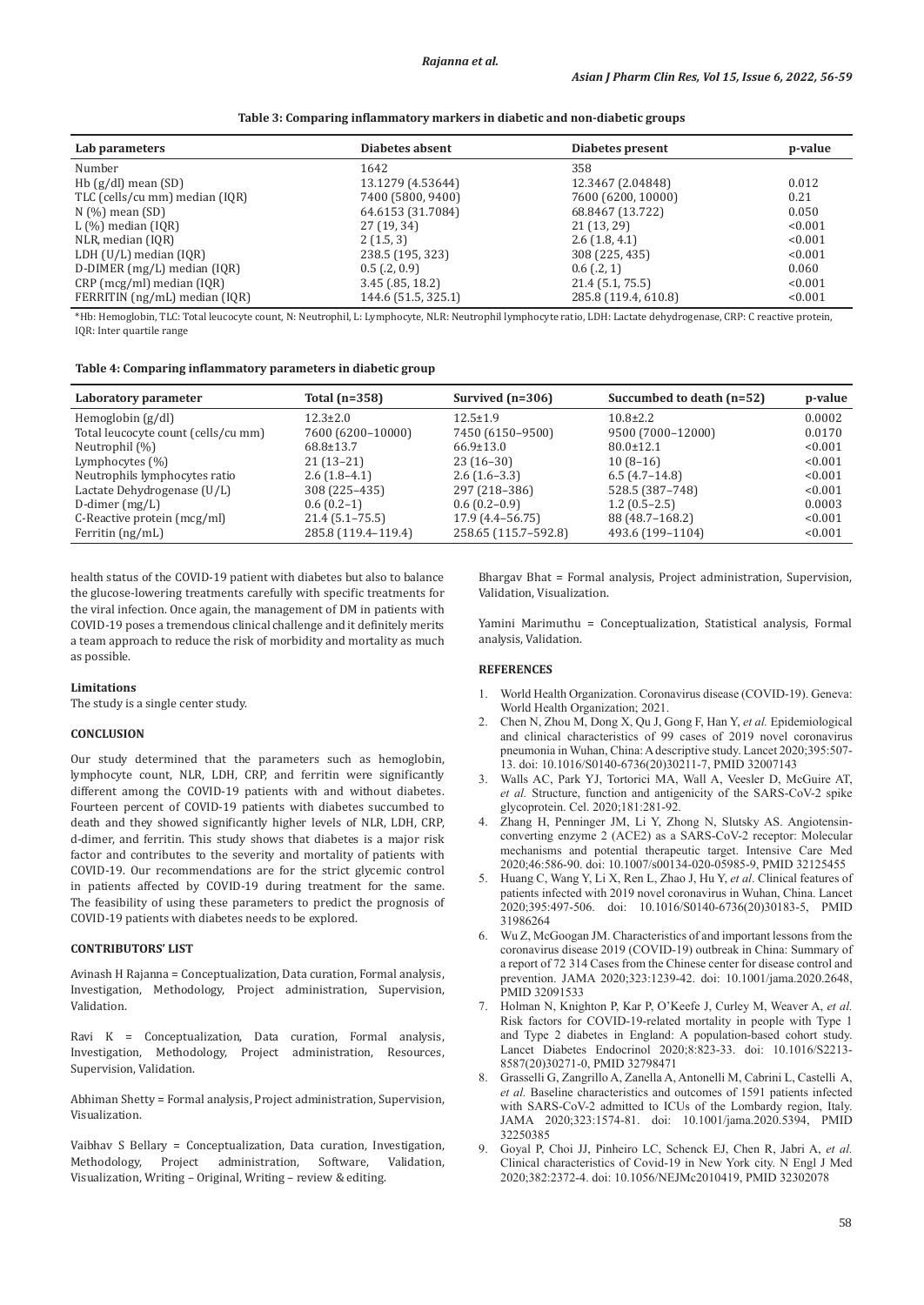**Table 3: Comparing inflammatory markers in diabetic and non-diabetic groups**

| Lab parameters | Diabetes absent | Diabetes present | p-value |
|---|---|---|---|
| Number | 1642 | 358 | |
| Hb (g/dl) mean (SD) | 13.1279 (4.53644) | 12.3467 (2.04848) | 0.012 |
| TLC (cells/cu mm) median (IQR) | 7400 (5800, 9400) | 7600 (6200, 10000) | 0.21 |
| N (%) mean (SD) | 64.6153 (31.7084) | 68.8467 (13.722) | 0.050 |
| L (%) median (IQR) | 27 (19, 34) | 21 (13, 29) | <0.001 |
| NLR, median (IQR) | 2 (1.5, 3) | 2.6 (1.8, 4.1) | <0.001 |
| LDH (U/L) median (IQR) | 238.5 (195, 323) | 308 (225, 435) | <0.001 |
| D-DIMER (mg/L) median (IQR) | 0.5 (.2, 0.9) | 0.6 (.2, 1) | 0.060 |
| CRP (mcg/ml) median (IQR) | 3.45 (.85, 18.2) | 21.4 (5.1, 75.5) | <0.001 |
| FERRITIN (ng/mL) median (IQR) | 144.6 (51.5, 325.1) | 285.8 (119.4, 610.8) | <0.001 |

*Hb: Hemoglobin, TLC: Total leucocyte count, N: Neutrophil, L: Lymphocyte, NLR: Neutrophil lymphocyte ratio, LDH: Lactate dehydrogenase, CRP: C reactive protein, IQR: Inter quartile range

**Table 4: Comparing inflammatory parameters in diabetic group**

| Laboratory parameter | Total (n=358) | Survived (n=306) | Succumbed to death (n=52) | p-value |
|---|---|---|---|---|
| Hemoglobin (g/dl) | 12.3±2.0 | 12.5±1.9 | 10.8±2.2 | 0.0002 |
| Total leucocyte count (cells/cu mm) | 7600 (6200–10000) | 7450 (6150–9500) | 9500 (7000–12000) | 0.0170 |
| Neutrophil (%) | 68.8±13.7 | 66.9±13.0 | 80.0±12.1 | <0.001 |
| Lymphocytes (%) | 21 (13–21) | 23 (16–30) | 10 (8–16) | <0.001 |
| Neutrophils lymphocytes ratio | 2.6 (1.8–4.1) | 2.6 (1.6–3.3) | 6.5 (4.7–14.8) | <0.001 |
| Lactate Dehydrogenase (U/L) | 308 (225–435) | 297 (218–386) | 528.5 (387–748) | <0.001 |
| D-dimer (mg/L) | 0.6 (0.2–1) | 0.6 (0.2–0.9) | 1.2 (0.5–2.5) | 0.0003 |
| C-Reactive protein (mcg/ml) | 21.4 (5.1–75.5) | 17.9 (4.4–56.75) | 88 (48.7–168.2) | <0.001 |
| Ferritin (ng/mL) | 285.8 (119.4–119.4) | 258.65 (115.7–592.8) | 493.6 (199–1104) | <0.001 |

health status of the COVID-19 patient with diabetes but also to balance the glucose-lowering treatments carefully with specific treatments for the viral infection. Once again, the management of DM in patients with COVID-19 poses a tremendous clinical challenge and it definitely merits a team approach to reduce the risk of morbidity and mortality as much as possible.

### Limitations

The study is a single center study.

## CONCLUSION

Our study determined that the parameters such as hemoglobin, lymphocyte count, NLR, LDH, CRP, and ferritin were significantly different among the COVID-19 patients with and without diabetes. Fourteen percent of COVID-19 patients with diabetes succumbed to death and they showed significantly higher levels of NLR, LDH, CRP, d-dimer, and ferritin. This study shows that diabetes is a major risk factor and contributes to the severity and mortality of patients with COVID-19. Our recommendations are for the strict glycemic control in patients affected by COVID-19 during treatment for the same. The feasibility of using these parameters to predict the prognosis of COVID-19 patients with diabetes needs to be explored.

## CONTRIBUTORS' LIST

Avinash H Rajanna = Conceptualization, Data curation, Formal analysis, Investigation, Methodology, Project administration, Supervision, Validation.

Ravi K = Conceptualization, Data curation, Formal analysis, Investigation, Methodology, Project administration, Resources, Supervision, Validation.

Abhiman Shetty = Formal analysis, Project administration, Supervision, Visualization.

Vaibhav S Bellary = Conceptualization, Data curation, Investigation, Methodology, Project administration, Software, Validation, Visualization, Writing – Original, Writing – review & editing.

Bhargav Bhat = Formal analysis, Project administration, Supervision, Validation, Visualization.

Yamini Marimuthu = Conceptualization, Statistical analysis, Formal analysis, Validation.

## REFERENCES

1. World Health Organization. Coronavirus disease (COVID-19). Geneva: World Health Organization; 2021.
2. Chen N, Zhou M, Dong X, Qu J, Gong F, Han Y, *et al.* Epidemiological and clinical characteristics of 99 cases of 2019 novel coronavirus pneumonia in Wuhan, China: A descriptive study. Lancet 2020;395:507-13. doi: 10.1016/S0140-6736(20)30211-7, PMID 32007143
3. Walls AC, Park YJ, Tortorici MA, Wall A, Veesler D, McGuire AT, *et al.* Structure, function and antigenicity of the SARS-CoV-2 spike glycoprotein. Cel. 2020;181:281-92.
4. Zhang H, Penninger JM, Li Y, Zhong N, Slutsky AS. Angiotensin-converting enzyme 2 (ACE2) as a SARS-CoV-2 receptor: Molecular mechanisms and potential therapeutic target. Intensive Care Med 2020;46:586-90. doi: 10.1007/s00134-020-05985-9, PMID 32125455
5. Huang C, Wang Y, Li X, Ren L, Zhao J, Hu Y, *et al*. Clinical features of patients infected with 2019 novel coronavirus in Wuhan, China. Lancet 2020;395:497-506. doi: 10.1016/S0140-6736(20)30183-5, PMID 31986264
6. Wu Z, McGoogan JM. Characteristics of and important lessons from the coronavirus disease 2019 (COVID-19) outbreak in China: Summary of a report of 72 314 Cases from the Chinese center for disease control and prevention. JAMA 2020;323:1239-42. doi: 10.1001/jama.2020.2648, PMID 32091533
7. Holman N, Knighton P, Kar P, O'Keefe J, Curley M, Weaver A, *et al.* Risk factors for COVID-19-related mortality in people with Type 1 and Type 2 diabetes in England: A population-based cohort study. Lancet Diabetes Endocrinol 2020;8:823-33. doi: 10.1016/S2213-8587(20)30271-0, PMID 32798471
8. Grasselli G, Zangrillo A, Zanella A, Antonelli M, Cabrini L, Castelli A, *et al.* Baseline characteristics and outcomes of 1591 patients infected with SARS-CoV-2 admitted to ICUs of the Lombardy region, Italy. JAMA 2020;323:1574-81. doi: 10.1001/jama.2020.5394, PMID 32250385
9. Goyal P, Choi JJ, Pinheiro LC, Schenck EJ, Chen R, Jabri A, *et al.* Clinical characteristics of Covid-19 in New York city. N Engl J Med 2020;382:2372-4. doi: 10.1056/NEJMc2010419, PMID 32302078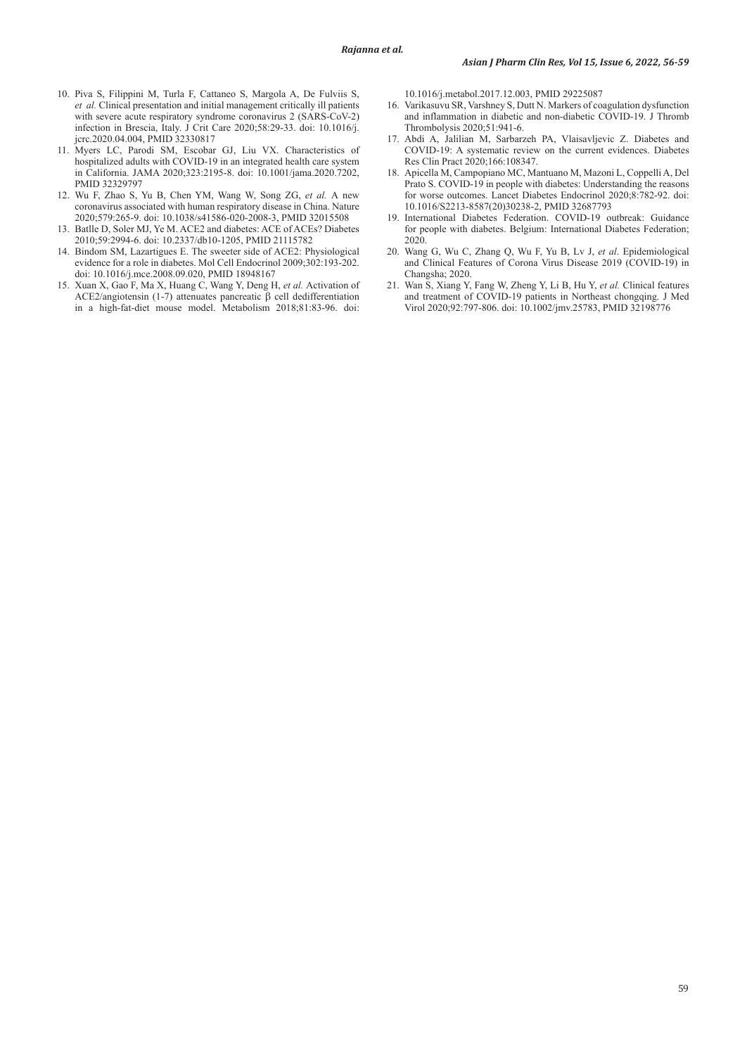10. Piva S, Filippini M, Turla F, Cattaneo S, Margola A, De Fulviis S, *et al.* Clinical presentation and initial management critically ill patients with severe acute respiratory syndrome coronavirus 2 (SARS-CoV-2) infection in Brescia, Italy. J Crit Care 2020;58:29-33. doi: 10.1016/j.jcrc.2020.04.004, PMID 32330817
11. Myers LC, Parodi SM, Escobar GJ, Liu VX. Characteristics of hospitalized adults with COVID-19 in an integrated health care system in California. JAMA 2020;323:2195-8. doi: 10.1001/jama.2020.7202, PMID 32329797
12. Wu F, Zhao S, Yu B, Chen YM, Wang W, Song ZG, *et al.* A new coronavirus associated with human respiratory disease in China. Nature 2020;579:265-9. doi: 10.1038/s41586-020-2008-3, PMID 32015508
13. Batlle D, Soler MJ, Ye M. ACE2 and diabetes: ACE of ACEs? Diabetes 2010;59:2994-6. doi: 10.2337/db10-1205, PMID 21115782
14. Bindom SM, Lazartigues E. The sweeter side of ACE2: Physiological evidence for a role in diabetes. Mol Cell Endocrinol 2009;302:193-202. doi: 10.1016/j.mce.2008.09.020, PMID 18948167
15. Xuan X, Gao F, Ma X, Huang C, Wang Y, Deng H, *et al.* Activation of ACE2/angiotensin (1-7) attenuates pancreatic β cell dedifferentiation in a high-fat-diet mouse model. Metabolism 2018;81:83-96. doi: 10.1016/j.metabol.2017.12.003, PMID 29225087
16. Varikasuvu SR, Varshney S, Dutt N. Markers of coagulation dysfunction and inflammation in diabetic and non-diabetic COVID-19. J Thromb Thrombolysis 2020;51:941-6.
17. Abdi A, Jalilian M, Sarbarzeh PA, Vlaisavljevic Z. Diabetes and COVID-19: A systematic review on the current evidences. Diabetes Res Clin Pract 2020;166:108347.
18. Apicella M, Campopiano MC, Mantuano M, Mazoni L, Coppelli A, Del Prato S. COVID-19 in people with diabetes: Understanding the reasons for worse outcomes. Lancet Diabetes Endocrinol 2020;8:782-92. doi: 10.1016/S2213-8587(20)30238-2, PMID 32687793
19. International Diabetes Federation. COVID-19 outbreak: Guidance for people with diabetes. Belgium: International Diabetes Federation; 2020.
20. Wang G, Wu C, Zhang Q, Wu F, Yu B, Lv J, *et al*. Epidemiological and Clinical Features of Corona Virus Disease 2019 (COVID-19) in Changsha; 2020.
21. Wan S, Xiang Y, Fang W, Zheng Y, Li B, Hu Y, *et al.* Clinical features and treatment of COVID-19 patients in Northeast chongqing. J Med Virol 2020;92:797-806. doi: 10.1002/jmv.25783, PMID 32198776